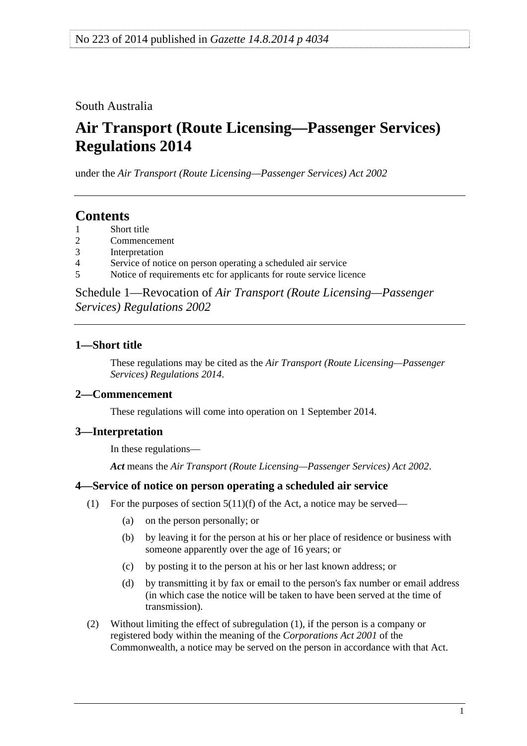No 223 of 2014 published in *Gazette 14.8.2014 p 4034*

South Australia

# Air Transport (Route Licensing—Passenger Services) Regulations 2014

under the *Air Transport (Route Licensing—Passenger Services) Act 2002*

## Contents

1 Short title
2 Commencement
3 Interpretation
4 Service of notice on person operating a scheduled air service
5 Notice of requirements etc for applicants for route service licence

Schedule 1—Revocation of *Air Transport (Route Licensing—Passenger Services) Regulations 2002*

### 1—Short title

These regulations may be cited as the *Air Transport (Route Licensing—Passenger Services) Regulations 2014*.

### 2—Commencement

These regulations will come into operation on 1 September 2014.

### 3—Interpretation

In these regulations—

***Act*** means the *Air Transport (Route Licensing—Passenger Services) Act 2002*.

### 4—Service of notice on person operating a scheduled air service

(1) For the purposes of section 5(11)(f) of the Act, a notice may be served—

(a) on the person personally; or

(b) by leaving it for the person at his or her place of residence or business with someone apparently over the age of 16 years; or

(c) by posting it to the person at his or her last known address; or

(d) by transmitting it by fax or email to the person's fax number or email address (in which case the notice will be taken to have been served at the time of transmission).

(2) Without limiting the effect of subregulation (1), if the person is a company or registered body within the meaning of the *Corporations Act 2001* of the Commonwealth, a notice may be served on the person in accordance with that Act.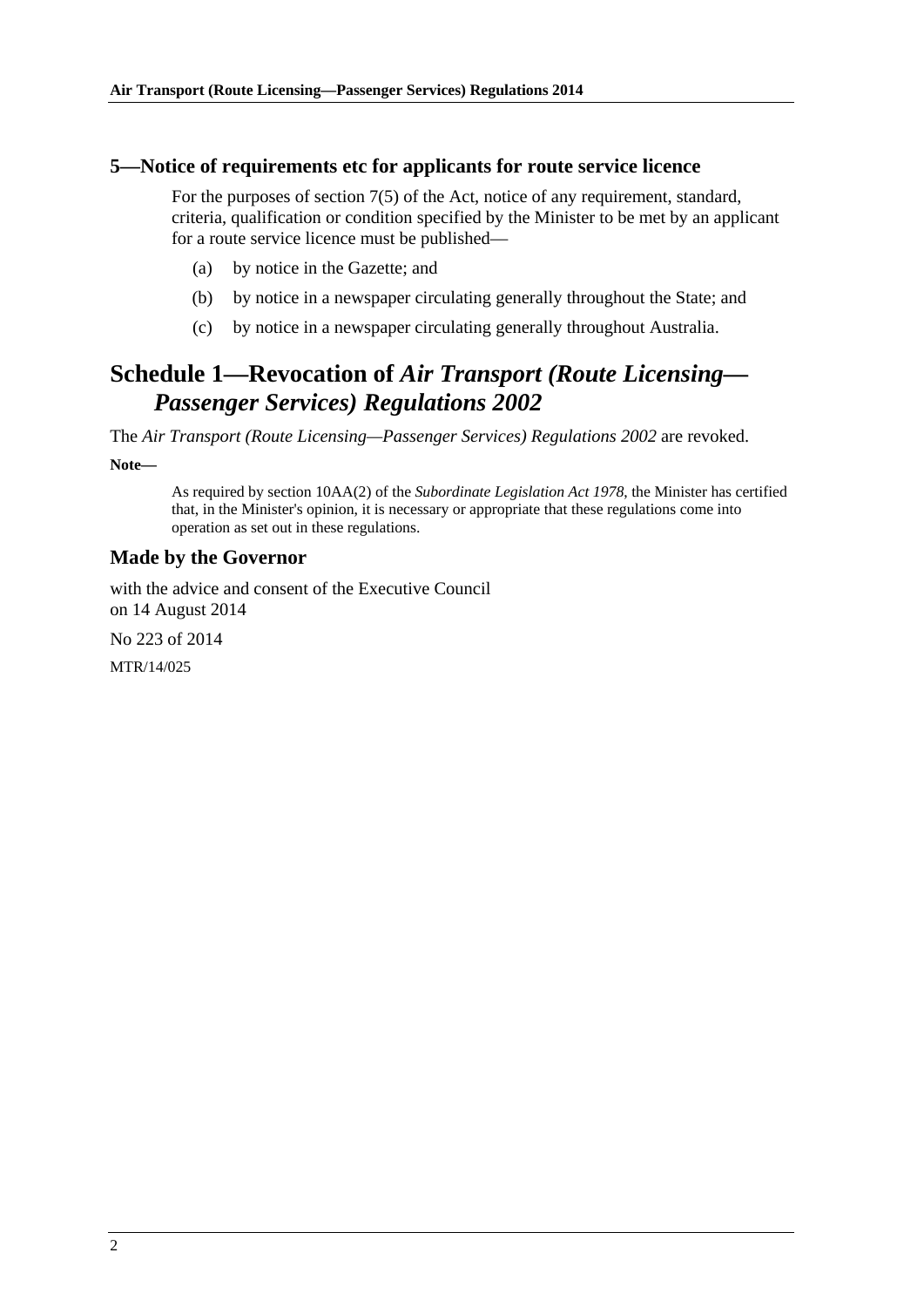## 5—Notice of requirements etc for applicants for route service licence

For the purposes of section 7(5) of the Act, notice of any requirement, standard, criteria, qualification or condition specified by the Minister to be met by an applicant for a route service licence must be published—

(a) by notice in the Gazette; and

(b) by notice in a newspaper circulating generally throughout the State; and

(c) by notice in a newspaper circulating generally throughout Australia.

# Schedule 1—Revocation of *Air Transport (Route Licensing—Passenger Services) Regulations 2002*

The *Air Transport (Route Licensing—Passenger Services) Regulations 2002* are revoked.

**Note—**

As required by section 10AA(2) of the *Subordinate Legislation Act 1978*, the Minister has certified that, in the Minister's opinion, it is necessary or appropriate that these regulations come into operation as set out in these regulations.

## Made by the Governor

with the advice and consent of the Executive Council
on 14 August 2014

No 223 of 2014

MTR/14/025